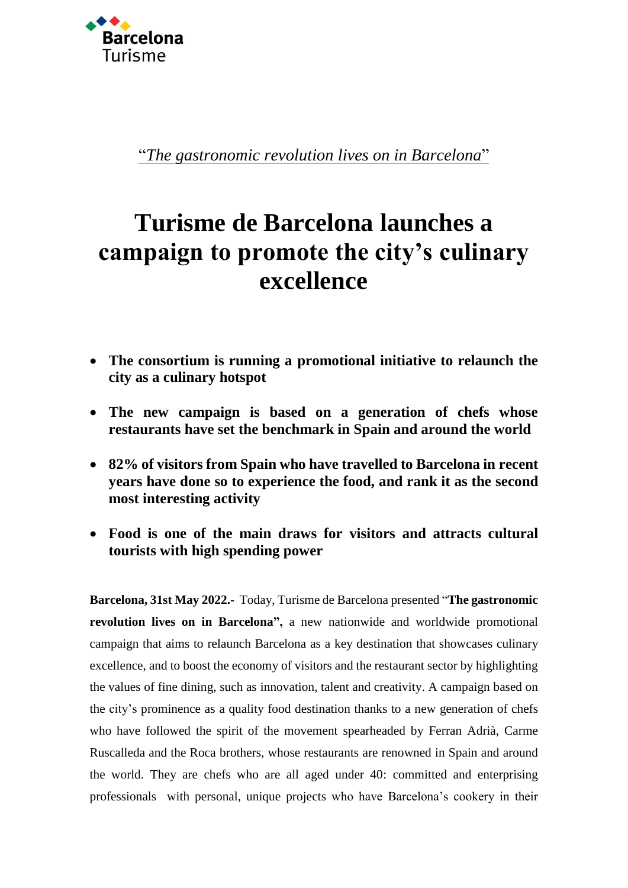Barcelona Turisme

*"The gastronomic revolution lives on in Barcelona"*

# Turisme de Barcelona launches a campaign to promote the city's culinary excellence

- **The consortium is running a promotional initiative to relaunch the city as a culinary hotspot**
- **The new campaign is based on a generation of chefs whose restaurants have set the benchmark in Spain and around the world**
- **82% of visitors from Spain who have travelled to Barcelona in recent years have done so to experience the food, and rank it as the second most interesting activity**
- **Food is one of the main draws for visitors and attracts cultural tourists with high spending power**

**Barcelona, 31st May 2022.-** Today, Turisme de Barcelona presented "**The gastronomic revolution lives on in Barcelona",** a new nationwide and worldwide promotional campaign that aims to relaunch Barcelona as a key destination that showcases culinary excellence, and to boost the economy of visitors and the restaurant sector by highlighting the values of fine dining, such as innovation, talent and creativity. A campaign based on the city's prominence as a quality food destination thanks to a new generation of chefs who have followed the spirit of the movement spearheaded by Ferran Adrià, Carme Ruscalleda and the Roca brothers, whose restaurants are renowned in Spain and around the world. They are chefs who are all aged under 40: committed and enterprising professionals with personal, unique projects who have Barcelona's cookery in their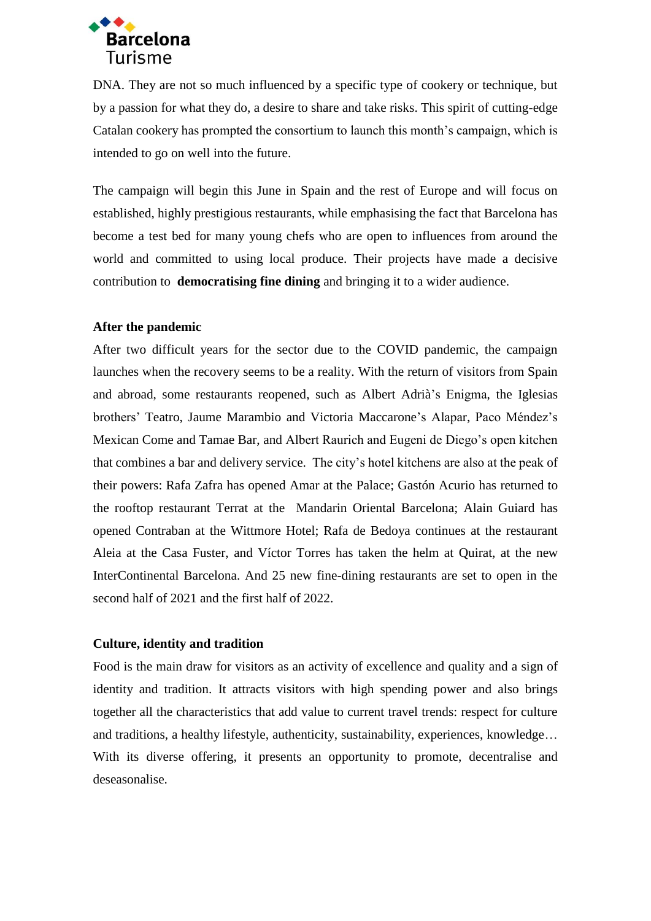DNA. They are not so much influenced by a specific type of cookery or technique, but by a passion for what they do, a desire to share and take risks. This spirit of cutting-edge Catalan cookery has prompted the consortium to launch this month's campaign, which is intended to go on well into the future.

The campaign will begin this June in Spain and the rest of Europe and will focus on established, highly prestigious restaurants, while emphasising the fact that Barcelona has become a test bed for many young chefs who are open to influences from around the world and committed to using local produce. Their projects have made a decisive contribution to **democratising fine dining** and bringing it to a wider audience.

**After the pandemic**

After two difficult years for the sector due to the COVID pandemic, the campaign launches when the recovery seems to be a reality. With the return of visitors from Spain and abroad, some restaurants reopened, such as Albert Adrià's Enigma, the Iglesias brothers' Teatro, Jaume Marambio and Victoria Maccarone's Alapar, Paco Méndez's Mexican Come and Tamae Bar, and Albert Raurich and Eugeni de Diego's open kitchen that combines a bar and delivery service. The city's hotel kitchens are also at the peak of their powers: Rafa Zafra has opened Amar at the Palace; Gastón Acurio has returned to the rooftop restaurant Terrat at the Mandarin Oriental Barcelona; Alain Guiard has opened Contraban at the Wittmore Hotel; Rafa de Bedoya continues at the restaurant Aleia at the Casa Fuster, and Víctor Torres has taken the helm at Quirat, at the new InterContinental Barcelona. And 25 new fine-dining restaurants are set to open in the second half of 2021 and the first half of 2022.

**Culture, identity and tradition**

Food is the main draw for visitors as an activity of excellence and quality and a sign of identity and tradition. It attracts visitors with high spending power and also brings together all the characteristics that add value to current travel trends: respect for culture and traditions, a healthy lifestyle, authenticity, sustainability, experiences, knowledge… With its diverse offering, it presents an opportunity to promote, decentralise and deseasonalise.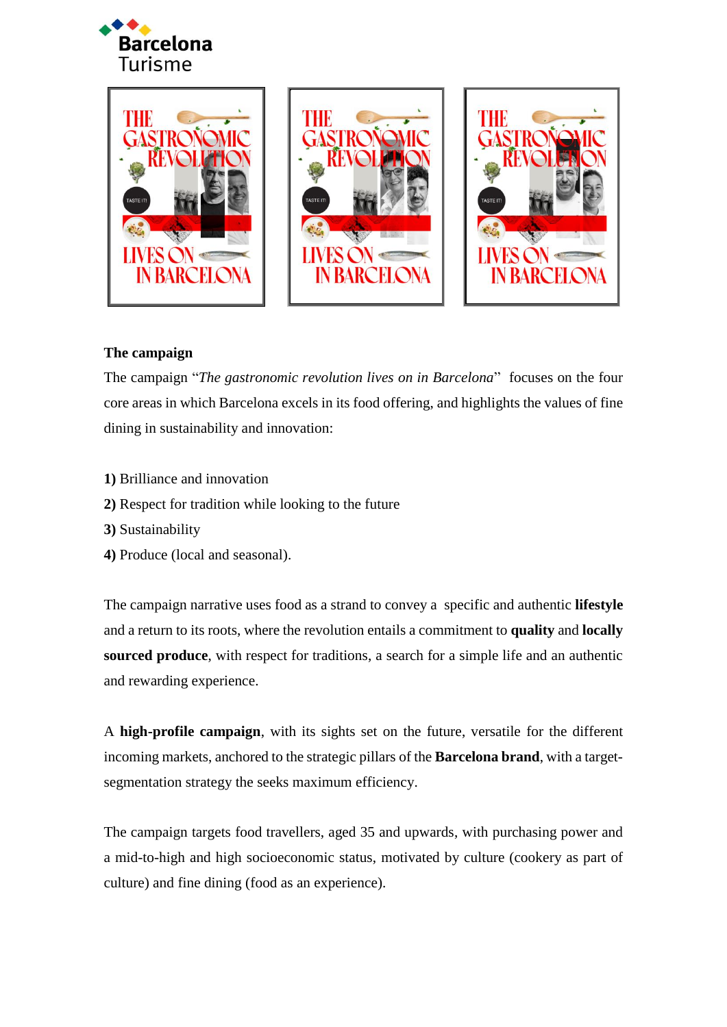**The campaign**

The campaign "*The gastronomic revolution lives on in Barcelona*" focuses on the four core areas in which Barcelona excels in its food offering, and highlights the values of fine dining in sustainability and innovation:

**1)** Brilliance and innovation
**2)** Respect for tradition while looking to the future
**3)** Sustainability
**4)** Produce (local and seasonal).

The campaign narrative uses food as a strand to convey a specific and authentic **lifestyle** and a return to its roots, where the revolution entails a commitment to **quality** and **locally sourced produce**, with respect for traditions, a search for a simple life and an authentic and rewarding experience.

A **high-profile campaign**, with its sights set on the future, versatile for the different incoming markets, anchored to the strategic pillars of the **Barcelona brand**, with a target-segmentation strategy the seeks maximum efficiency.

The campaign targets food travellers, aged 35 and upwards, with purchasing power and a mid-to-high and high socioeconomic status, motivated by culture (cookery as part of culture) and fine dining (food as an experience).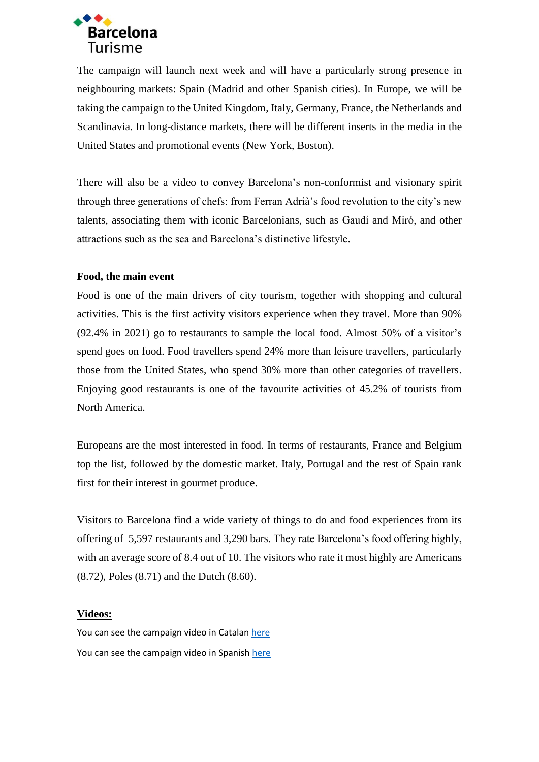The campaign will launch next week and will have a particularly strong presence in neighbouring markets: Spain (Madrid and other Spanish cities). In Europe, we will be taking the campaign to the United Kingdom, Italy, Germany, France, the Netherlands and Scandinavia. In long-distance markets, there will be different inserts in the media in the United States and promotional events (New York, Boston).

There will also be a video to convey Barcelona's non-conformist and visionary spirit through three generations of chefs: from Ferran Adrià's food revolution to the city's new talents, associating them with iconic Barcelonians, such as Gaudí and Miró, and other attractions such as the sea and Barcelona's distinctive lifestyle.

**Food, the main event**

Food is one of the main drivers of city tourism, together with shopping and cultural activities. This is the first activity visitors experience when they travel. More than 90% (92.4% in 2021) go to restaurants to sample the local food. Almost 50% of a visitor's spend goes on food. Food travellers spend 24% more than leisure travellers, particularly those from the United States, who spend 30% more than other categories of travellers. Enjoying good restaurants is one of the favourite activities of 45.2% of tourists from North America.

Europeans are the most interested in food. In terms of restaurants, France and Belgium top the list, followed by the domestic market. Italy, Portugal and the rest of Spain rank first for their interest in gourmet produce.

Visitors to Barcelona find a wide variety of things to do and food experiences from its offering of 5,597 restaurants and 3,290 bars. They rate Barcelona's food offering highly, with an average score of 8.4 out of 10. The visitors who rate it most highly are Americans (8.72), Poles (8.71) and the Dutch (8.60).

**Videos:**

You can see the campaign video in Catalan here

You can see the campaign video in Spanish here